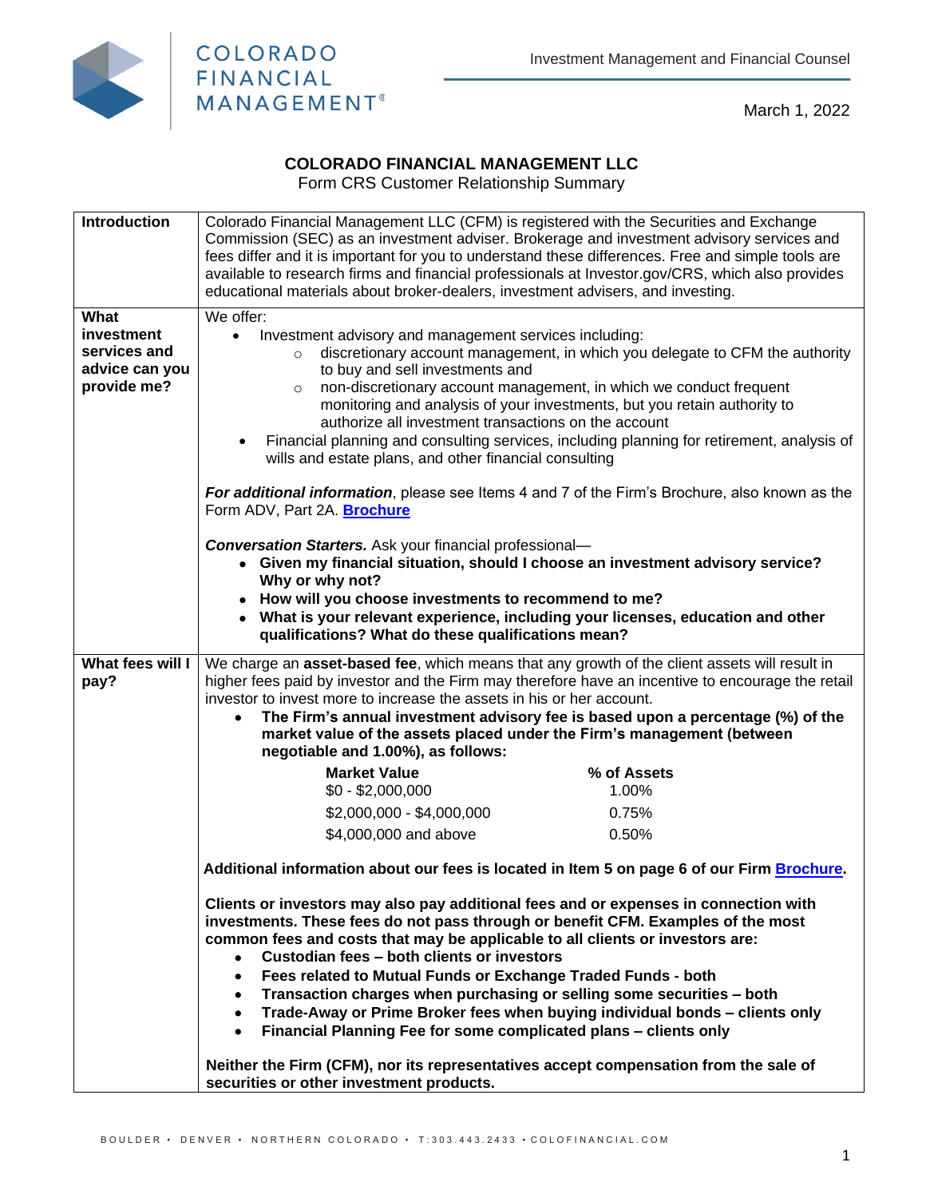Investment Management and Financial Counsel

March 1, 2022

# COLORADO FINANCIAL MANAGEMENT LLC

Form CRS Customer Relationship Summary

## Introduction

Colorado Financial Management LLC (CFM) is registered with the Securities and Exchange Commission (SEC) as an investment adviser. Brokerage and investment advisory services and fees differ and it is important for you to understand these differences. Free and simple tools are available to research firms and financial professionals at Investor.gov/CRS, which also provides educational materials about broker-dealers, investment advisers, and investing.

## What investment services and advice can you provide me?

We offer:

- Investment advisory and management services including:
  - discretionary account management, in which you delegate to CFM the authority to buy and sell investments and
  - non-discretionary account management, in which we conduct frequent monitoring and analysis of your investments, but you retain authority to authorize all investment transactions on the account
- Financial planning and consulting services, including planning for retirement, analysis of wills and estate plans, and other financial consulting

***For additional information***, please see Items 4 and 7 of the Firm's Brochure, also known as the Form ADV, Part 2A. **Brochure**

***Conversation Starters.*** Ask your financial professional—

- **Given my financial situation, should I choose an investment advisory service? Why or why not?**
- **How will you choose investments to recommend to me?**
- **What is your relevant experience, including your licenses, education and other qualifications? What do these qualifications mean?**

## What fees will I pay?

We charge an **asset-based fee**, which means that any growth of the client assets will result in higher fees paid by investor and the Firm may therefore have an incentive to encourage the retail investor to invest more to increase the assets in his or her account.

- **The Firm's annual investment advisory fee is based upon a percentage (%) of the market value of the assets placed under the Firm's management (between negotiable and 1.00%), as follows:**

| Market Value | % of Assets |
|---|---|
| $0 - $2,000,000 | 1.00% |
| $2,000,000 - $4,000,000 | 0.75% |
| $4,000,000 and above | 0.50% |

**Additional information about our fees is located in Item 5 on page 6 of our Firm Brochure.**

**Clients or investors may also pay additional fees and or expenses in connection with investments. These fees do not pass through or benefit CFM. Examples of the most common fees and costs that may be applicable to all clients or investors are:**

- **Custodian fees – both clients or investors**
- **Fees related to Mutual Funds or Exchange Traded Funds - both**
- **Transaction charges when purchasing or selling some securities – both**
- **Trade-Away or Prime Broker fees when buying individual bonds – clients only**
- **Financial Planning Fee for some complicated plans – clients only**

**Neither the Firm (CFM), nor its representatives accept compensation from the sale of securities or other investment products.**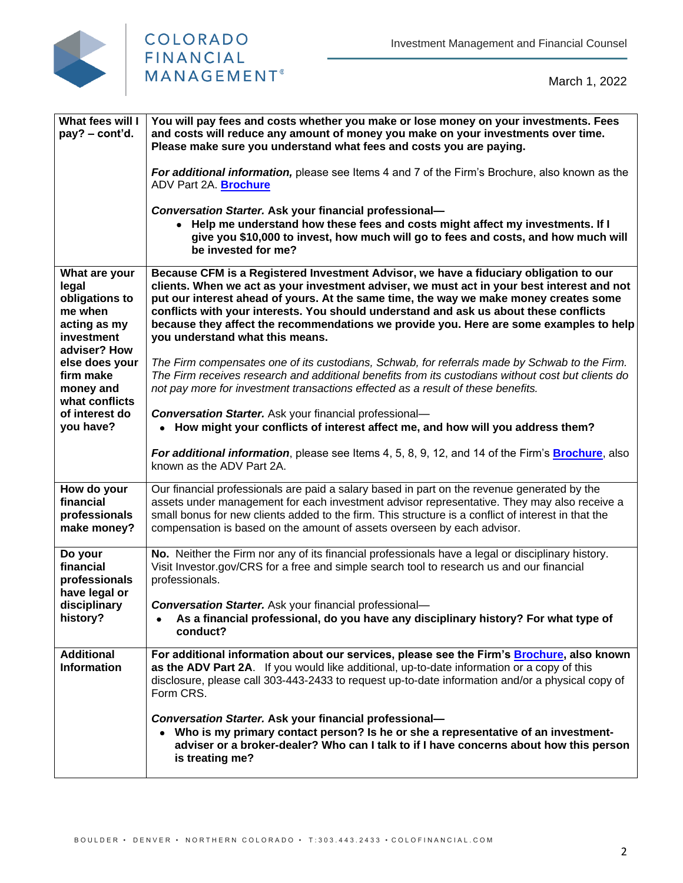| | |
|---|---|
| **What fees will I pay? – cont'd.** | **You will pay fees and costs whether you make or lose money on your investments. Fees and costs will reduce any amount of money you make on your investments over time. Please make sure you understand what fees and costs you are paying.**<br><br>***For additional information,*** please see Items 4 and 7 of the Firm's Brochure, also known as the ADV Part 2A. **Brochure**<br><br>***Conversation Starter.*** **Ask your financial professional—**<br>• **Help me understand how these fees and costs might affect my investments. If I give you $10,000 to invest, how much will go to fees and costs, and how much will be invested for me?** |
| **What are your legal obligations to me when acting as my investment adviser? How else does your firm make money and what conflicts of interest do you have?** | **Because CFM is a Registered Investment Advisor, we have a fiduciary obligation to our clients. When we act as your investment adviser, we must act in your best interest and not put our interest ahead of yours. At the same time, the way we make money creates some conflicts with your interests. You should understand and ask us about these conflicts because they affect the recommendations we provide you. Here are some examples to help you understand what this means.**<br><br>*The Firm compensates one of its custodians, Schwab, for referrals made by Schwab to the Firm. The Firm receives research and additional benefits from its custodians without cost but clients do not pay more for investment transactions effected as a result of these benefits.*<br><br>***Conversation Starter.*** Ask your financial professional—<br>• **How might your conflicts of interest affect me, and how will you address them?**<br><br>***For additional information***, please see Items 4, 5, 8, 9, 12, and 14 of the Firm's **Brochure**, also known as the ADV Part 2A. |
| **How do your financial professionals make money?** | Our financial professionals are paid a salary based in part on the revenue generated by the assets under management for each investment advisor representative. They may also receive a small bonus for new clients added to the firm. This structure is a conflict of interest in that the compensation is based on the amount of assets overseen by each advisor. |
| **Do your financial professionals have legal or disciplinary history?** | **No.** Neither the Firm nor any of its financial professionals have a legal or disciplinary history. Visit Investor.gov/CRS for a free and simple search tool to research us and our financial professionals.<br><br>***Conversation Starter.*** Ask your financial professional—<br>• **As a financial professional, do you have any disciplinary history? For what type of conduct?** |
| **Additional Information** | **For additional information about our services, please see the Firm's Brochure, also known as the ADV Part 2A**. If you would like additional, up-to-date information or a copy of this disclosure, please call 303-443-2433 to request up-to-date information and/or a physical copy of Form CRS.<br><br>***Conversation Starter.*** **Ask your financial professional—**<br>• **Who is my primary contact person? Is he or she a representative of an investment-adviser or a broker-dealer? Who can I talk to if I have concerns about how this person is treating me?** |